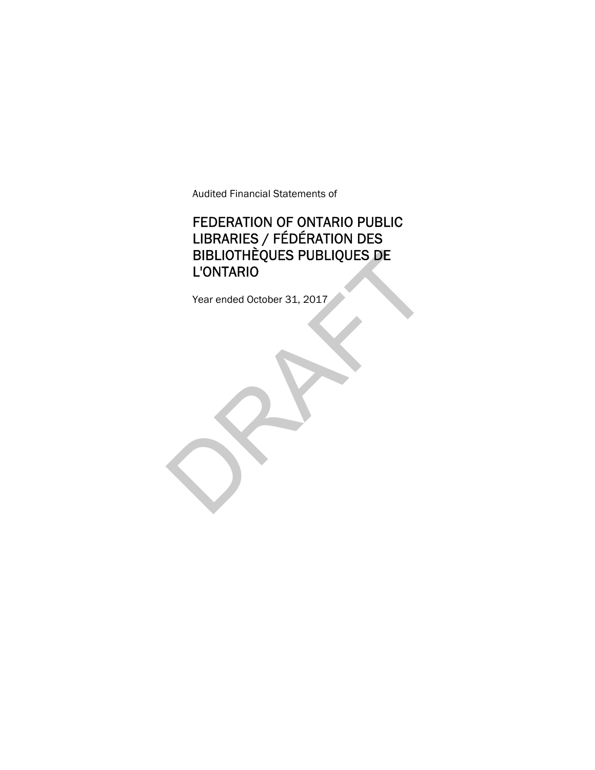Audited Financial Statements of

# FEDERATION OF ONTARIO PUBLIC LIBRARIES / FÉDÉRATION DES BIBLIOTHÈQUES PUBLIQUES DE L'ONTARIO

Year ended October 31, 2017

DRAFT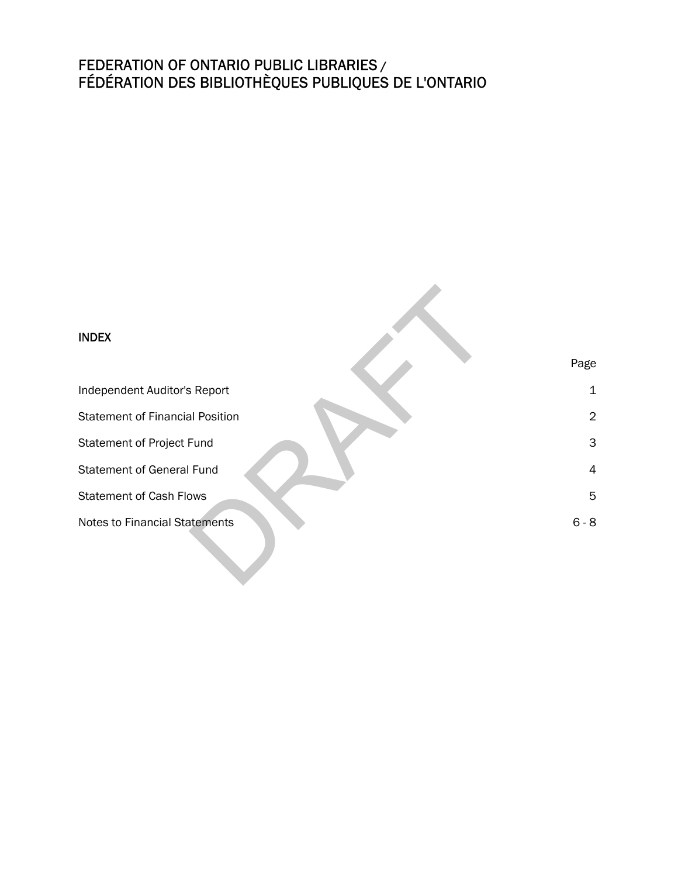# FEDERATION OF ONTARIO PUBLIC LIBRARIES / FÉDÉRATION DES BIBLIOTHÈQUES PUBLIQUES DE L'ONTARIO

DRAFT

## INDEX

| | Page |
|---|---|
| Independent Auditor's Report | 1 |
| Statement of Financial Position | 2 |
| Statement of Project Fund | 3 |
| Statement of General Fund | 4 |
| Statement of Cash Flows | 5 |
| Notes to Financial Statements | 6 - 8 |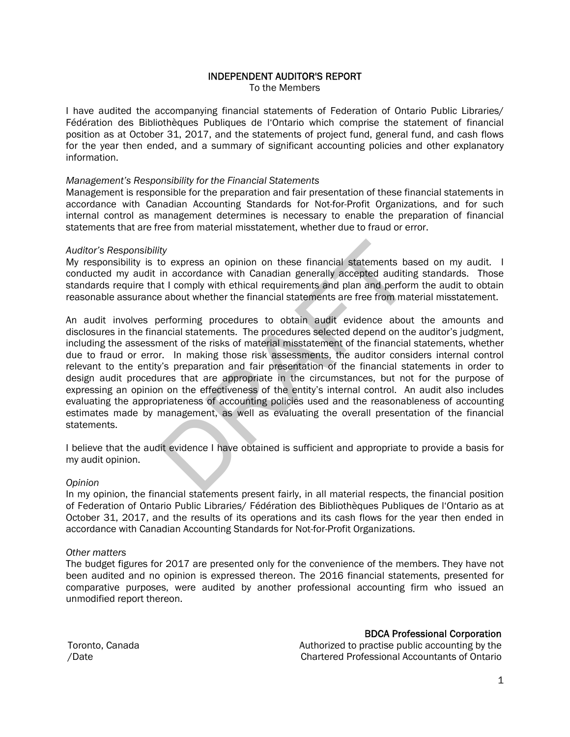# INDEPENDENT AUDITOR'S REPORT

To the Members

I have audited the accompanying financial statements of Federation of Ontario Public Libraries/ Fédération des Bibliothèques Publiques de l'Ontario which comprise the statement of financial position as at October 31, 2017, and the statements of project fund, general fund, and cash flows for the year then ended, and a summary of significant accounting policies and other explanatory information.

*Management's Responsibility for the Financial Statements*

Management is responsible for the preparation and fair presentation of these financial statements in accordance with Canadian Accounting Standards for Not-for-Profit Organizations, and for such internal control as management determines is necessary to enable the preparation of financial statements that are free from material misstatement, whether due to fraud or error.

*Auditor's Responsibility*

My responsibility is to express an opinion on these financial statements based on my audit. I conducted my audit in accordance with Canadian generally accepted auditing standards. Those standards require that I comply with ethical requirements and plan and perform the audit to obtain reasonable assurance about whether the financial statements are free from material misstatement.

An audit involves performing procedures to obtain audit evidence about the amounts and disclosures in the financial statements. The procedures selected depend on the auditor's judgment, including the assessment of the risks of material misstatement of the financial statements, whether due to fraud or error. In making those risk assessments, the auditor considers internal control relevant to the entity's preparation and fair presentation of the financial statements in order to design audit procedures that are appropriate in the circumstances, but not for the purpose of expressing an opinion on the effectiveness of the entity's internal control. An audit also includes evaluating the appropriateness of accounting policies used and the reasonableness of accounting estimates made by management, as well as evaluating the overall presentation of the financial statements.

I believe that the audit evidence I have obtained is sufficient and appropriate to provide a basis for my audit opinion.

*Opinion*

In my opinion, the financial statements present fairly, in all material respects, the financial position of Federation of Ontario Public Libraries/ Fédération des Bibliothèques Publiques de l'Ontario as at October 31, 2017, and the results of its operations and its cash flows for the year then ended in accordance with Canadian Accounting Standards for Not-for-Profit Organizations.

*Other matters*

The budget figures for 2017 are presented only for the convenience of the members. They have not been audited and no opinion is expressed thereon. The 2016 financial statements, presented for comparative purposes, were audited by another professional accounting firm who issued an unmodified report thereon.

BDCA Professional Corporation
Authorized to practise public accounting by the Chartered Professional Accountants of Ontario

Toronto, Canada
/Date

DRAFT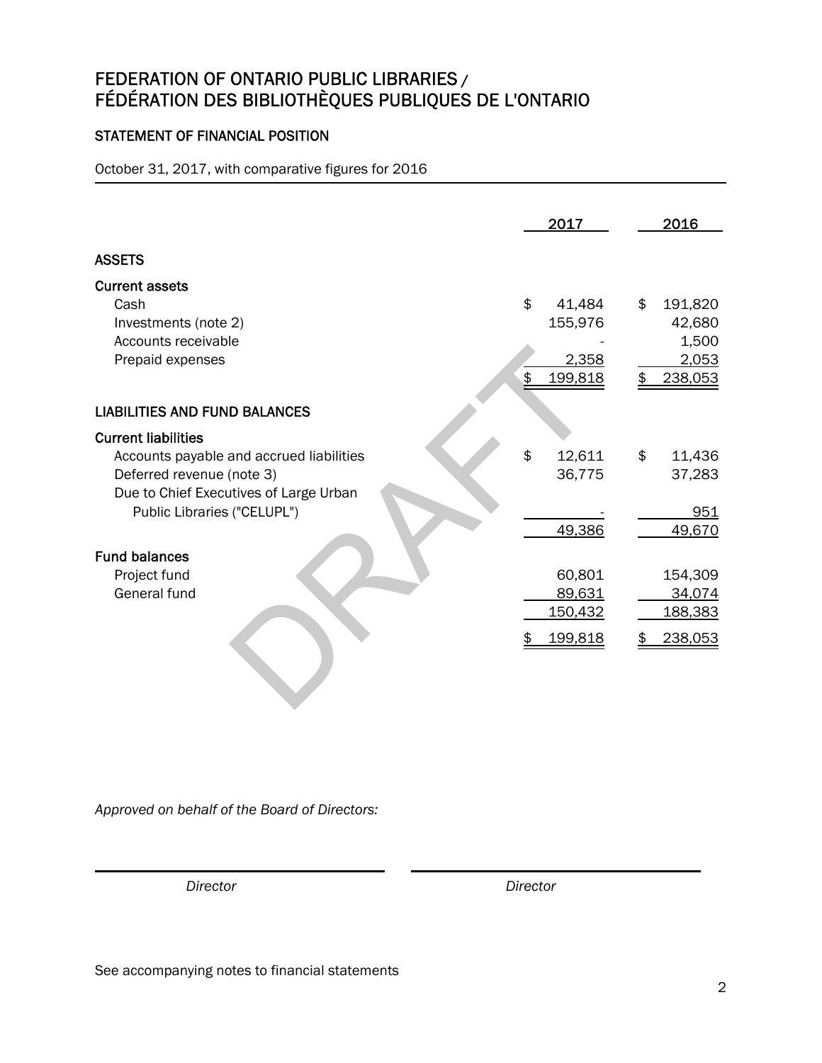# FEDERATION OF ONTARIO PUBLIC LIBRARIES / FÉDÉRATION DES BIBLIOTHÈQUES PUBLIQUES DE L'ONTARIO

## STATEMENT OF FINANCIAL POSITION

October 31, 2017, with comparative figures for 2016

| | 2017 | 2016 |
|---|---|---|
| **ASSETS** | | |
| **Current assets** | | |
| Cash | $ 41,484 | $ 191,820 |
| Investments (note 2) | 155,976 | 42,680 |
| Accounts receivable | - | 1,500 |
| Prepaid expenses | 2,358 | 2,053 |
| | $ 199,818 | $ 238,053 |
| **LIABILITIES AND FUND BALANCES** | | |
| **Current liabilities** | | |
| Accounts payable and accrued liabilities | $ 12,611 | $ 11,436 |
| Deferred revenue (note 3) | 36,775 | 37,283 |
| Due to Chief Executives of Large Urban Public Libraries ("CELUPL") | - | 951 |
| | 49,386 | 49,670 |
| **Fund balances** | | |
| Project fund | 60,801 | 154,309 |
| General fund | 89,631 | 34,074 |
| | 150,432 | 188,383 |
| | $ 199,818 | $ 238,053 |

DRAFT

*Approved on behalf of the Board of Directors:*

_______________________ Director

_______________________ Director

See accompanying notes to financial statements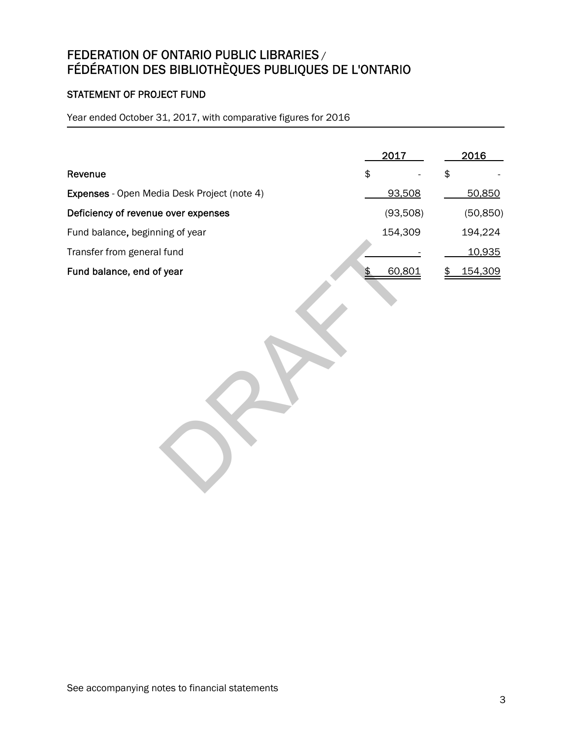# FEDERATION OF ONTARIO PUBLIC LIBRARIES / FÉDÉRATION DES BIBLIOTHÈQUES PUBLIQUES DE L'ONTARIO

## STATEMENT OF PROJECT FUND

Year ended October 31, 2017, with comparative figures for 2016

| | 2017 | 2016 |
|---|---|---|
| **Revenue** | $ - | $ - |
| **Expenses** - Open Media Desk Project (note 4) | 93,508 | 50,850 |
| **Deficiency of revenue over expenses** | (93,508) | (50,850) |
| Fund balance, beginning of year | 154,309 | 194,224 |
| Transfer from general fund | - | 10,935 |
| **Fund balance, end of year** | $ 60,801 | $ 154,309 |

DRAFT

See accompanying notes to financial statements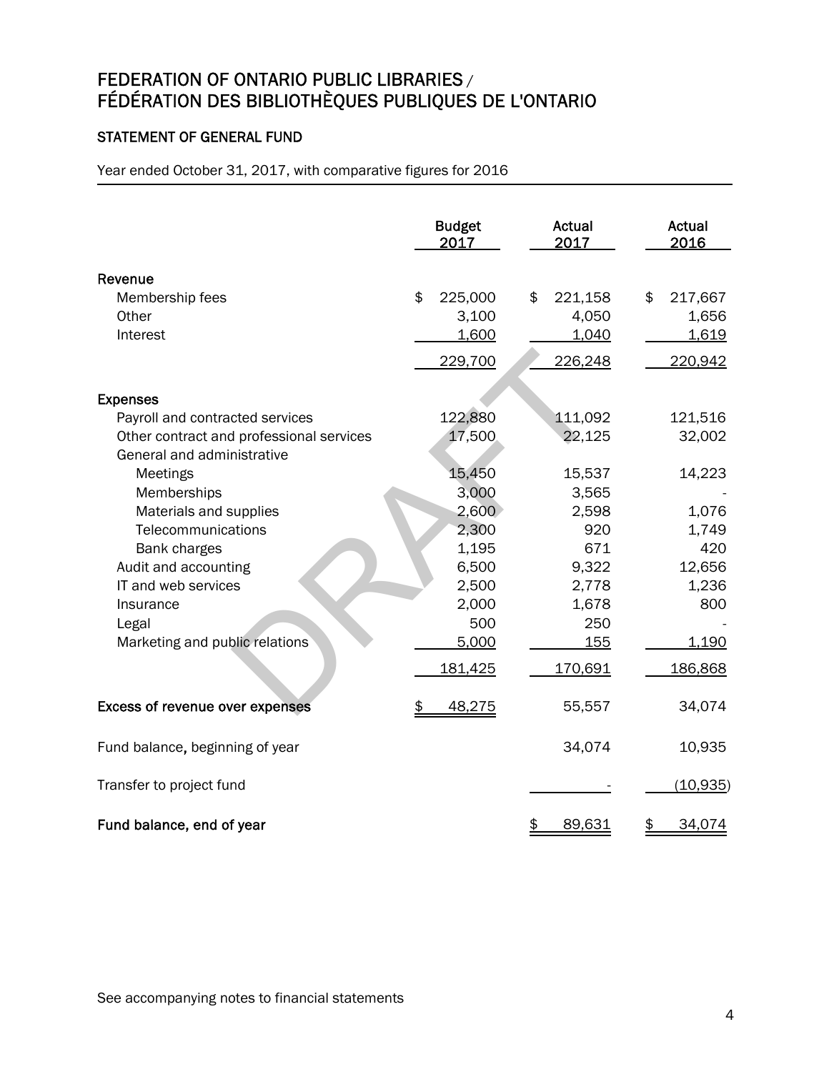# FEDERATION OF ONTARIO PUBLIC LIBRARIES / FÉDÉRATION DES BIBLIOTHÈQUES PUBLIQUES DE L'ONTARIO

## STATEMENT OF GENERAL FUND

Year ended October 31, 2017, with comparative figures for 2016

| | Budget 2017 | Actual 2017 | Actual 2016 |
|---|---|---|---|
| **Revenue** | | | |
| Membership fees | $ 225,000 | $ 221,158 | $ 217,667 |
| Other | 3,100 | 4,050 | 1,656 |
| Interest | 1,600 | 1,040 | 1,619 |
| | 229,700 | 226,248 | 220,942 |
| **Expenses** | | | |
| Payroll and contracted services | 122,880 | 111,092 | 121,516 |
| Other contract and professional services | 17,500 | 22,125 | 32,002 |
| General and administrative | | | |
| Meetings | 15,450 | 15,537 | 14,223 |
| Memberships | 3,000 | 3,565 | - |
| Materials and supplies | 2,600 | 2,598 | 1,076 |
| Telecommunications | 2,300 | 920 | 1,749 |
| Bank charges | 1,195 | 671 | 420 |
| Audit and accounting | 6,500 | 9,322 | 12,656 |
| IT and web services | 2,500 | 2,778 | 1,236 |
| Insurance | 2,000 | 1,678 | 800 |
| Legal | 500 | 250 | - |
| Marketing and public relations | 5,000 | 155 | 1,190 |
| | 181,425 | 170,691 | 186,868 |
| **Excess of revenue over expenses** | $ 48,275 | 55,557 | 34,074 |
| Fund balance, beginning of year | | 34,074 | 10,935 |
| Transfer to project fund | | - | (10,935) |
| **Fund balance, end of year** | | $ 89,631 | $ 34,074 |

See accompanying notes to financial statements

DRAFT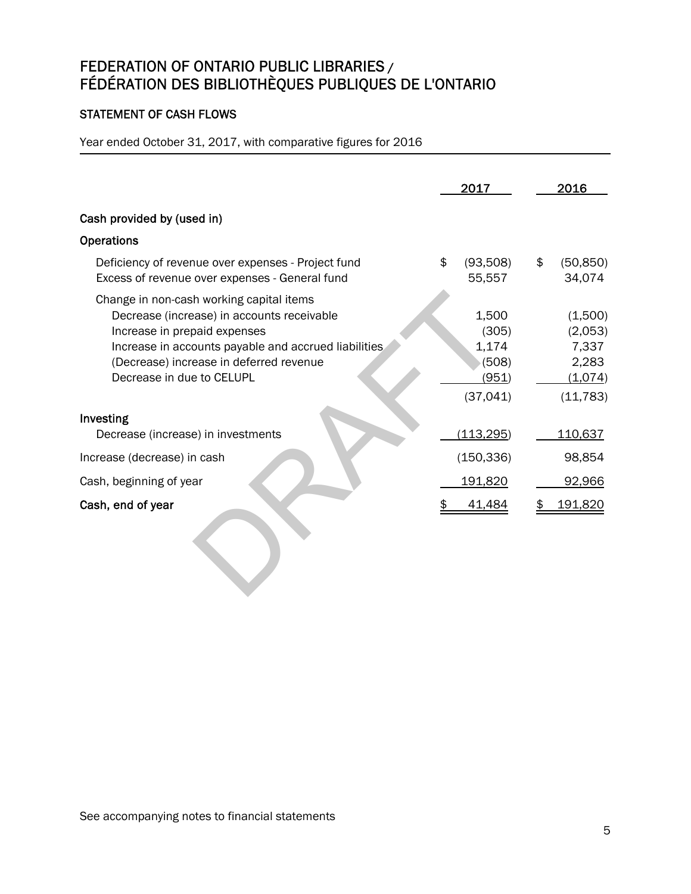# FEDERATION OF ONTARIO PUBLIC LIBRARIES / FÉDÉRATION DES BIBLIOTHÈQUES PUBLIQUES DE L'ONTARIO

## STATEMENT OF CASH FLOWS

Year ended October 31, 2017, with comparative figures for 2016

| | 2017 | 2016 |
|---|---|---|
| **Cash provided by (used in)** | | |
| **Operations** | | |
| Deficiency of revenue over expenses - Project fund | $ (93,508) | $ (50,850) |
| Excess of revenue over expenses - General fund | 55,557 | 34,074 |
| Change in non-cash working capital items | | |
| Decrease (increase) in accounts receivable | 1,500 | (1,500) |
| Increase in prepaid expenses | (305) | (2,053) |
| Increase in accounts payable and accrued liabilities | 1,174 | 7,337 |
| (Decrease) increase in deferred revenue | (508) | 2,283 |
| Decrease in due to CELUPL | (951) | (1,074) |
| | (37,041) | (11,783) |
| **Investing** | | |
| Decrease (increase) in investments | (113,295) | 110,637 |
| Increase (decrease) in cash | (150,336) | 98,854 |
| Cash, beginning of year | 191,820 | 92,966 |
| **Cash, end of year** | $ 41,484 | $ 191,820 |

DRAFT

See accompanying notes to financial statements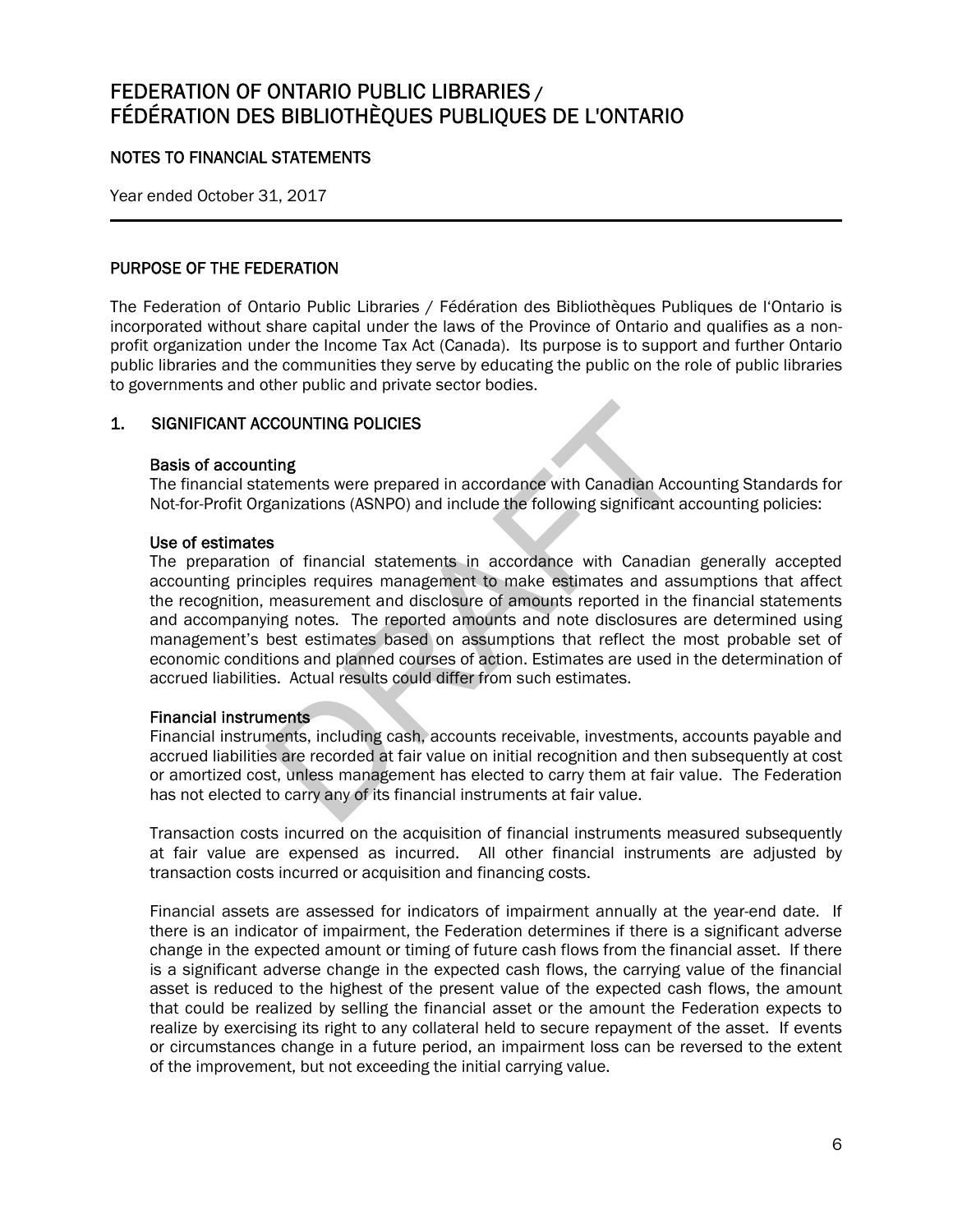# FEDERATION OF ONTARIO PUBLIC LIBRARIES / FÉDÉRATION DES BIBLIOTHÈQUES PUBLIQUES DE L'ONTARIO

## NOTES TO FINANCIAL STATEMENTS

Year ended October 31, 2017

### PURPOSE OF THE FEDERATION

The Federation of Ontario Public Libraries / Fédération des Bibliothèques Publiques de l'Ontario is incorporated without share capital under the laws of the Province of Ontario and qualifies as a non-profit organization under the Income Tax Act (Canada). Its purpose is to support and further Ontario public libraries and the communities they serve by educating the public on the role of public libraries to governments and other public and private sector bodies.

### 1. SIGNIFICANT ACCOUNTING POLICIES

**Basis of accounting**

The financial statements were prepared in accordance with Canadian Accounting Standards for Not-for-Profit Organizations (ASNPO) and include the following significant accounting policies:

**Use of estimates**

The preparation of financial statements in accordance with Canadian generally accepted accounting principles requires management to make estimates and assumptions that affect the recognition, measurement and disclosure of amounts reported in the financial statements and accompanying notes. The reported amounts and note disclosures are determined using management's best estimates based on assumptions that reflect the most probable set of economic conditions and planned courses of action. Estimates are used in the determination of accrued liabilities. Actual results could differ from such estimates.

**Financial instruments**

Financial instruments, including cash, accounts receivable, investments, accounts payable and accrued liabilities are recorded at fair value on initial recognition and then subsequently at cost or amortized cost, unless management has elected to carry them at fair value. The Federation has not elected to carry any of its financial instruments at fair value.

Transaction costs incurred on the acquisition of financial instruments measured subsequently at fair value are expensed as incurred. All other financial instruments are adjusted by transaction costs incurred or acquisition and financing costs.

Financial assets are assessed for indicators of impairment annually at the year-end date. If there is an indicator of impairment, the Federation determines if there is a significant adverse change in the expected amount or timing of future cash flows from the financial asset. If there is a significant adverse change in the expected cash flows, the carrying value of the financial asset is reduced to the highest of the present value of the expected cash flows, the amount that could be realized by selling the financial asset or the amount the Federation expects to realize by exercising its right to any collateral held to secure repayment of the asset. If events or circumstances change in a future period, an impairment loss can be reversed to the extent of the improvement, but not exceeding the initial carrying value.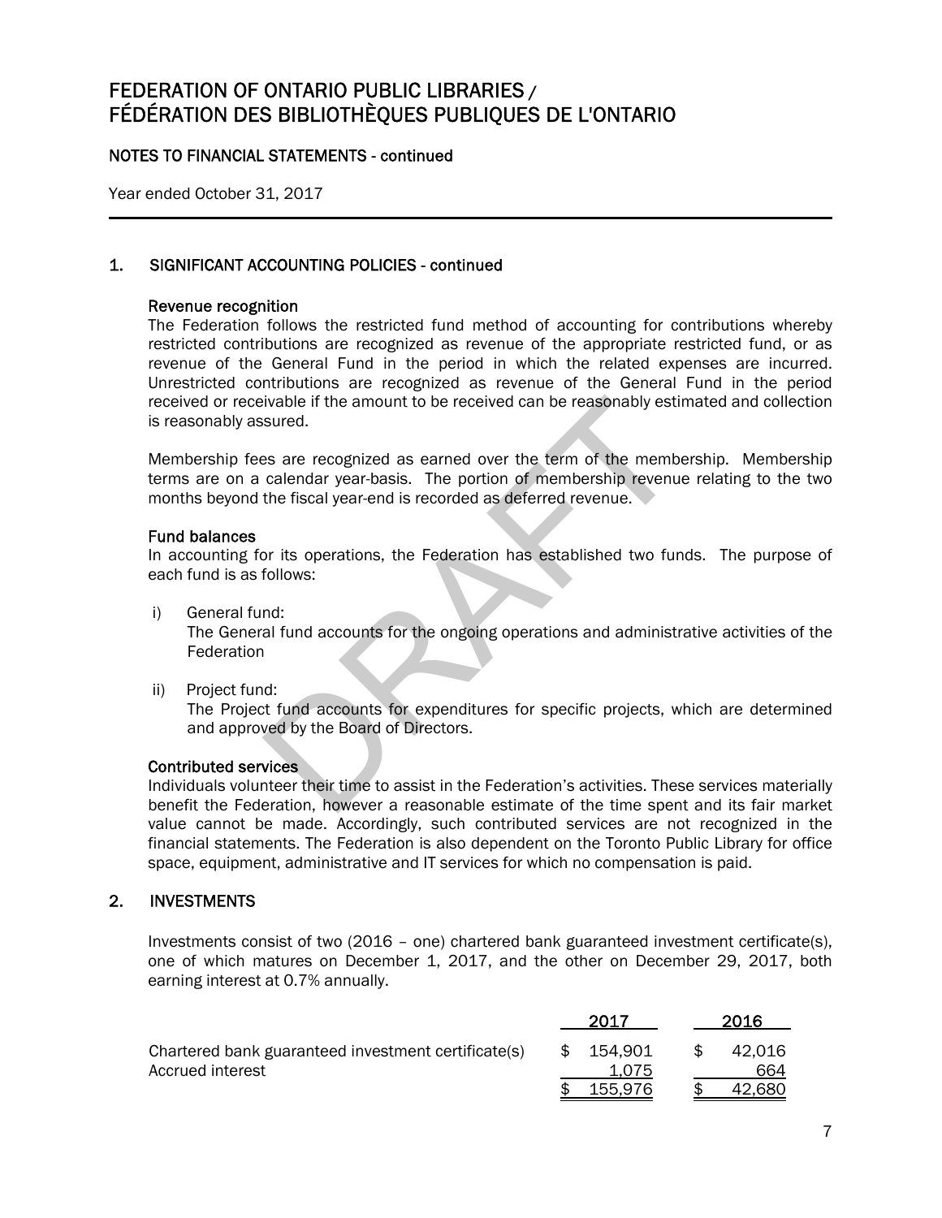# FEDERATION OF ONTARIO PUBLIC LIBRARIES / FÉDÉRATION DES BIBLIOTHÈQUES PUBLIQUES DE L'ONTARIO

NOTES TO FINANCIAL STATEMENTS - continued

Year ended October 31, 2017

## 1. SIGNIFICANT ACCOUNTING POLICIES - continued

### Revenue recognition

The Federation follows the restricted fund method of accounting for contributions whereby restricted contributions are recognized as revenue of the appropriate restricted fund, or as revenue of the General Fund in the period in which the related expenses are incurred. Unrestricted contributions are recognized as revenue of the General Fund in the period received or receivable if the amount to be received can be reasonably estimated and collection is reasonably assured.

Membership fees are recognized as earned over the term of the membership. Membership terms are on a calendar year-basis. The portion of membership revenue relating to the two months beyond the fiscal year-end is recorded as deferred revenue.

### Fund balances

In accounting for its operations, the Federation has established two funds. The purpose of each fund is as follows:

i) General fund:
The General fund accounts for the ongoing operations and administrative activities of the Federation

ii) Project fund:
The Project fund accounts for expenditures for specific projects, which are determined and approved by the Board of Directors.

### Contributed services

Individuals volunteer their time to assist in the Federation's activities. These services materially benefit the Federation, however a reasonable estimate of the time spent and its fair market value cannot be made. Accordingly, such contributed services are not recognized in the financial statements. The Federation is also dependent on the Toronto Public Library for office space, equipment, administrative and IT services for which no compensation is paid.

## 2. INVESTMENTS

Investments consist of two (2016 – one) chartered bank guaranteed investment certificate(s), one of which matures on December 1, 2017, and the other on December 29, 2017, both earning interest at 0.7% annually.

| | 2017 | 2016 |
|---|---|---|
| Chartered bank guaranteed investment certificate(s) | $ 154,901 | $ 42,016 |
| Accrued interest | 1,075 | 664 |
| | $ 155,976 | $ 42,680 |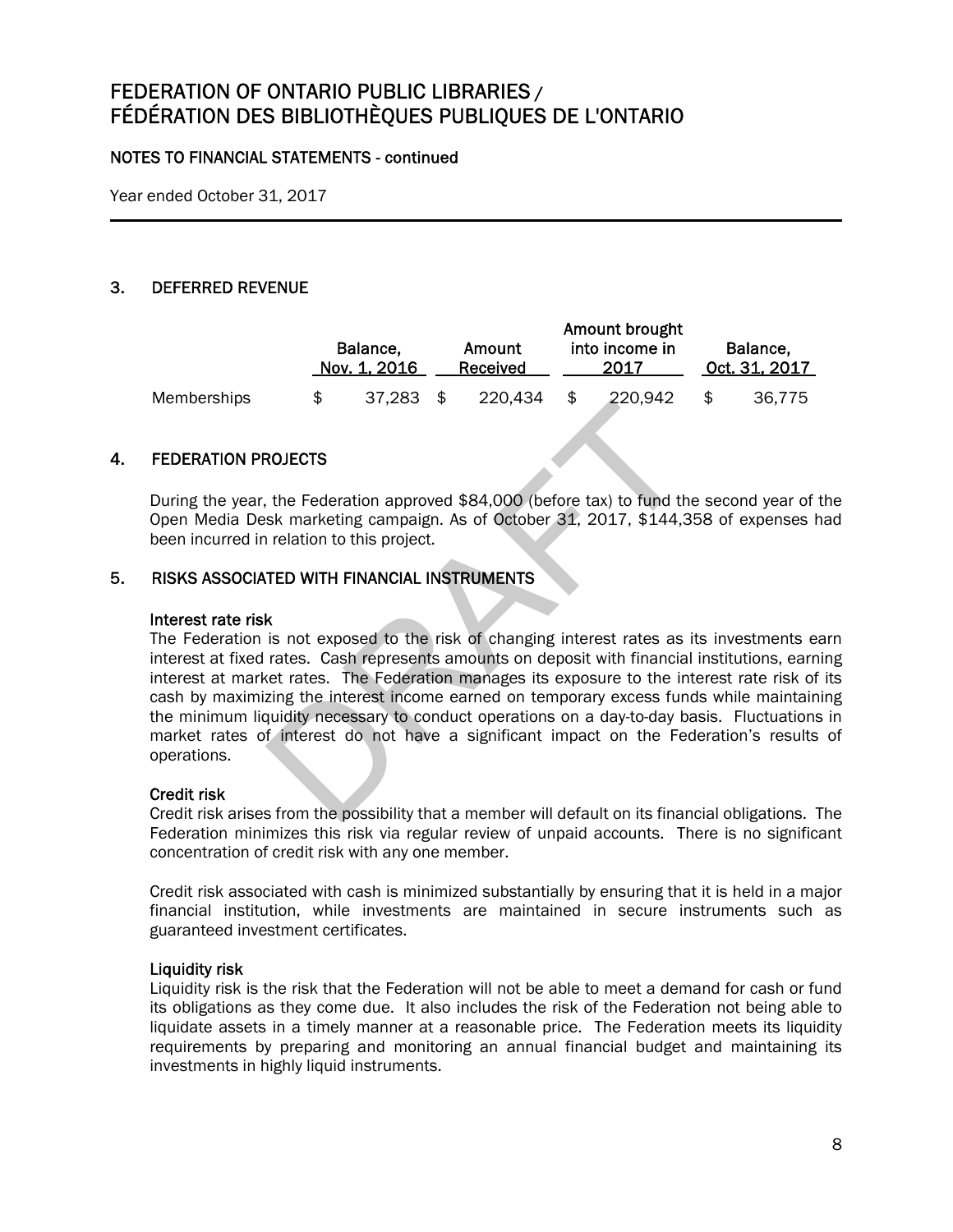# FEDERATION OF ONTARIO PUBLIC LIBRARIES / FÉDÉRATION DES BIBLIOTHÈQUES PUBLIQUES DE L'ONTARIO

NOTES TO FINANCIAL STATEMENTS - continued

Year ended October 31, 2017

## 3. DEFERRED REVENUE

| | Balance, Nov. 1, 2016 | Amount Received | Amount brought into income in 2017 | Balance, Oct. 31, 2017 |
|---|---|---|---|---|
| Memberships | $ 37,283 | $ 220,434 | $ 220,942 | $ 36,775 |

## 4. FEDERATION PROJECTS

During the year, the Federation approved $84,000 (before tax) to fund the second year of the Open Media Desk marketing campaign. As of October 31, 2017, $144,358 of expenses had been incurred in relation to this project.

## 5. RISKS ASSOCIATED WITH FINANCIAL INSTRUMENTS

### Interest rate risk

The Federation is not exposed to the risk of changing interest rates as its investments earn interest at fixed rates. Cash represents amounts on deposit with financial institutions, earning interest at market rates. The Federation manages its exposure to the interest rate risk of its cash by maximizing the interest income earned on temporary excess funds while maintaining the minimum liquidity necessary to conduct operations on a day-to-day basis. Fluctuations in market rates of interest do not have a significant impact on the Federation's results of operations.

### Credit risk

Credit risk arises from the possibility that a member will default on its financial obligations. The Federation minimizes this risk via regular review of unpaid accounts. There is no significant concentration of credit risk with any one member.

Credit risk associated with cash is minimized substantially by ensuring that it is held in a major financial institution, while investments are maintained in secure instruments such as guaranteed investment certificates.

### Liquidity risk

Liquidity risk is the risk that the Federation will not be able to meet a demand for cash or fund its obligations as they come due. It also includes the risk of the Federation not being able to liquidate assets in a timely manner at a reasonable price. The Federation meets its liquidity requirements by preparing and monitoring an annual financial budget and maintaining its investments in highly liquid instruments.